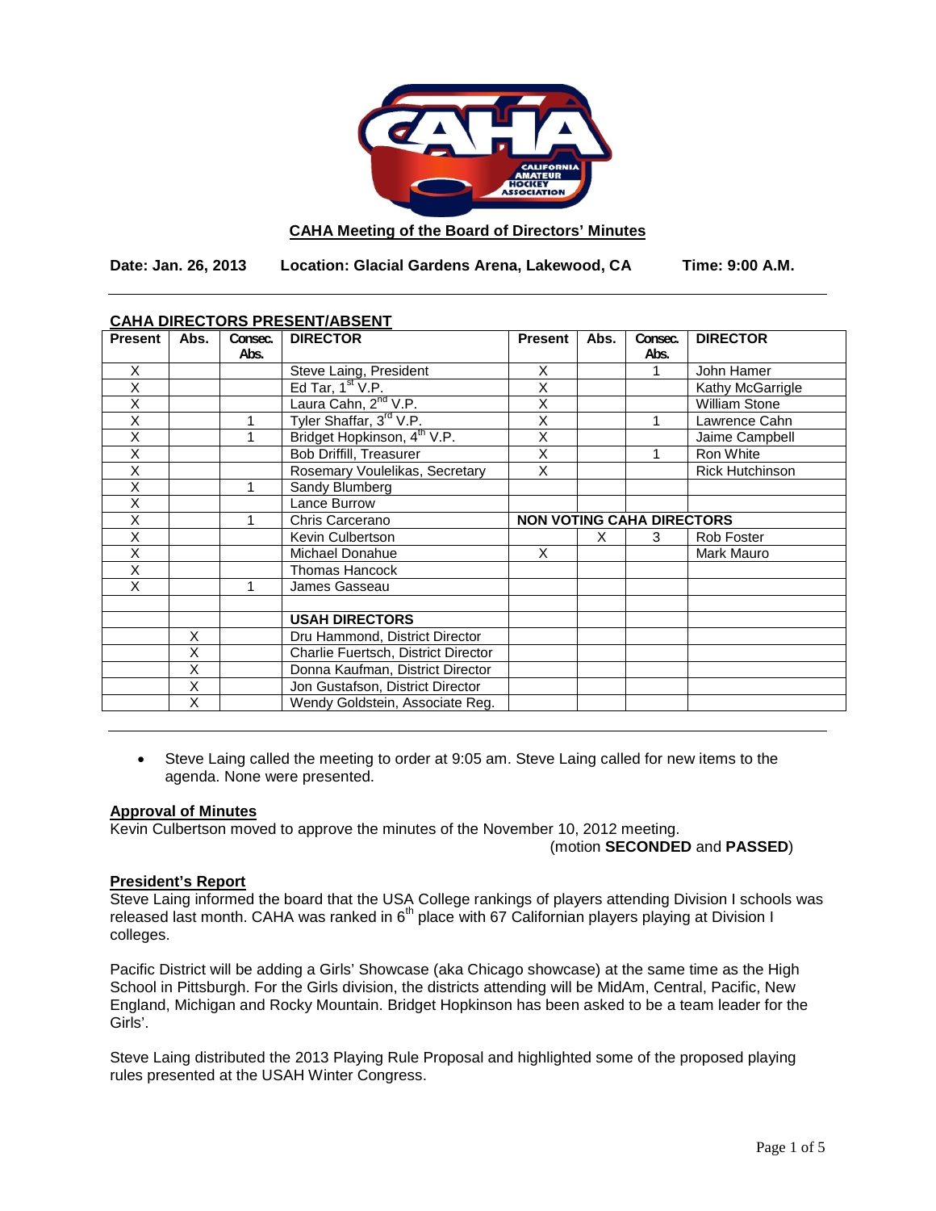**CAHA Meeting of the Board of Directors' Minutes**

**Date: Jan. 26, 2013 Location: Glacial Gardens Arena, Lakewood, CA Time: 9:00 A.M.**

---

**CAHA DIRECTORS PRESENT/ABSENT**

| Present | Abs. | Consec. Abs. | DIRECTOR | Present | Abs. | Consec. Abs. | DIRECTOR |
|---|---|---|---|---|---|---|---|
| X | | | Steve Laing, President | X | | 1 | John Hamer |
| X | | | Ed Tar, 1st V.P. | X | | | Kathy McGarrigle |
| X | | | Laura Cahn, 2nd V.P. | X | | | William Stone |
| X | | 1 | Tyler Shaffar, 3rd V.P. | X | | 1 | Lawrence Cahn |
| X | | 1 | Bridget Hopkinson, 4th V.P. | X | | | Jaime Campbell |
| X | | | Bob Driffill, Treasurer | X | | 1 | Ron White |
| X | | | Rosemary Voulelikas, Secretary | X | | | Rick Hutchinson |
| X | | 1 | Sandy Blumberg | | | | |
| X | | | Lance Burrow | | | | |
| X | | 1 | Chris Carcerano | **NON VOTING CAHA DIRECTORS** | | | |
| X | | | Kevin Culbertson | | X | 3 | Rob Foster |
| X | | | Michael Donahue | X | | | Mark Mauro |
| X | | | Thomas Hancock | | | | |
| X | | 1 | James Gasseau | | | | |
| | | | | | | | |
| | | | **USAH DIRECTORS** | | | | |
| | X | | Dru Hammond, District Director | | | | |
| | X | | Charlie Fuertsch, District Director | | | | |
| | X | | Donna Kaufman, District Director | | | | |
| | X | | Jon Gustafson, District Director | | | | |
| | X | | Wendy Goldstein, Associate Reg. | | | | |

---

- Steve Laing called the meeting to order at 9:05 am. Steve Laing called for new items to the agenda. None were presented.

**Approval of Minutes**

Kevin Culbertson moved to approve the minutes of the November 10, 2012 meeting.
(motion **SECONDED** and **PASSED**)

**President's Report**

Steve Laing informed the board that the USA College rankings of players attending Division I schools was released last month. CAHA was ranked in 6th place with 67 Californian players playing at Division I colleges.

Pacific District will be adding a Girls' Showcase (aka Chicago showcase) at the same time as the High School in Pittsburgh. For the Girls division, the districts attending will be MidAm, Central, Pacific, New England, Michigan and Rocky Mountain. Bridget Hopkinson has been asked to be a team leader for the Girls'.

Steve Laing distributed the 2013 Playing Rule Proposal and highlighted some of the proposed playing rules presented at the USAH Winter Congress.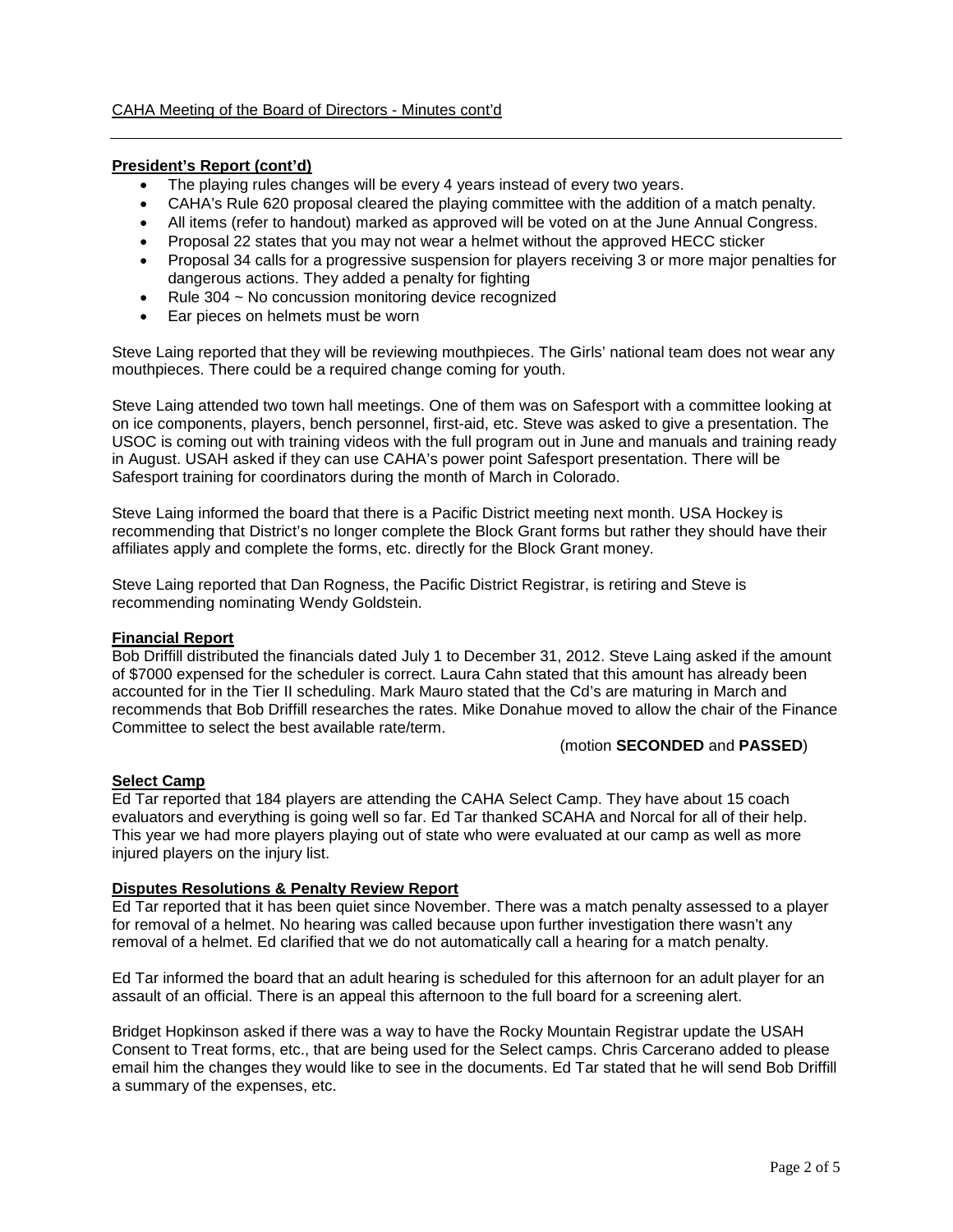CAHA Meeting of the Board of Directors - Minutes cont'd

**President's Report (cont'd)**

- The playing rules changes will be every 4 years instead of every two years.
- CAHA's Rule 620 proposal cleared the playing committee with the addition of a match penalty.
- All items (refer to handout) marked as approved will be voted on at the June Annual Congress.
- Proposal 22 states that you may not wear a helmet without the approved HECC sticker
- Proposal 34 calls for a progressive suspension for players receiving 3 or more major penalties for dangerous actions. They added a penalty for fighting
- Rule 304 ~ No concussion monitoring device recognized
- Ear pieces on helmets must be worn

Steve Laing reported that they will be reviewing mouthpieces. The Girls' national team does not wear any mouthpieces. There could be a required change coming for youth.

Steve Laing attended two town hall meetings. One of them was on Safesport with a committee looking at on ice components, players, bench personnel, first-aid, etc. Steve was asked to give a presentation. The USOC is coming out with training videos with the full program out in June and manuals and training ready in August. USAH asked if they can use CAHA's power point Safesport presentation. There will be Safesport training for coordinators during the month of March in Colorado.

Steve Laing informed the board that there is a Pacific District meeting next month. USA Hockey is recommending that District's no longer complete the Block Grant forms but rather they should have their affiliates apply and complete the forms, etc. directly for the Block Grant money.

Steve Laing reported that Dan Rogness, the Pacific District Registrar, is retiring and Steve is recommending nominating Wendy Goldstein.

**Financial Report**

Bob Driffill distributed the financials dated July 1 to December 31, 2012. Steve Laing asked if the amount of $7000 expensed for the scheduler is correct. Laura Cahn stated that this amount has already been accounted for in the Tier II scheduling. Mark Mauro stated that the Cd's are maturing in March and recommends that Bob Driffill researches the rates. Mike Donahue moved to allow the chair of the Finance Committee to select the best available rate/term.

(motion **SECONDED** and **PASSED**)

**Select Camp**

Ed Tar reported that 184 players are attending the CAHA Select Camp. They have about 15 coach evaluators and everything is going well so far. Ed Tar thanked SCAHA and Norcal for all of their help. This year we had more players playing out of state who were evaluated at our camp as well as more injured players on the injury list.

**Disputes Resolutions & Penalty Review Report**

Ed Tar reported that it has been quiet since November. There was a match penalty assessed to a player for removal of a helmet. No hearing was called because upon further investigation there wasn't any removal of a helmet. Ed clarified that we do not automatically call a hearing for a match penalty.

Ed Tar informed the board that an adult hearing is scheduled for this afternoon for an adult player for an assault of an official. There is an appeal this afternoon to the full board for a screening alert.

Bridget Hopkinson asked if there was a way to have the Rocky Mountain Registrar update the USAH Consent to Treat forms, etc., that are being used for the Select camps. Chris Carcerano added to please email him the changes they would like to see in the documents. Ed Tar stated that he will send Bob Driffill a summary of the expenses, etc.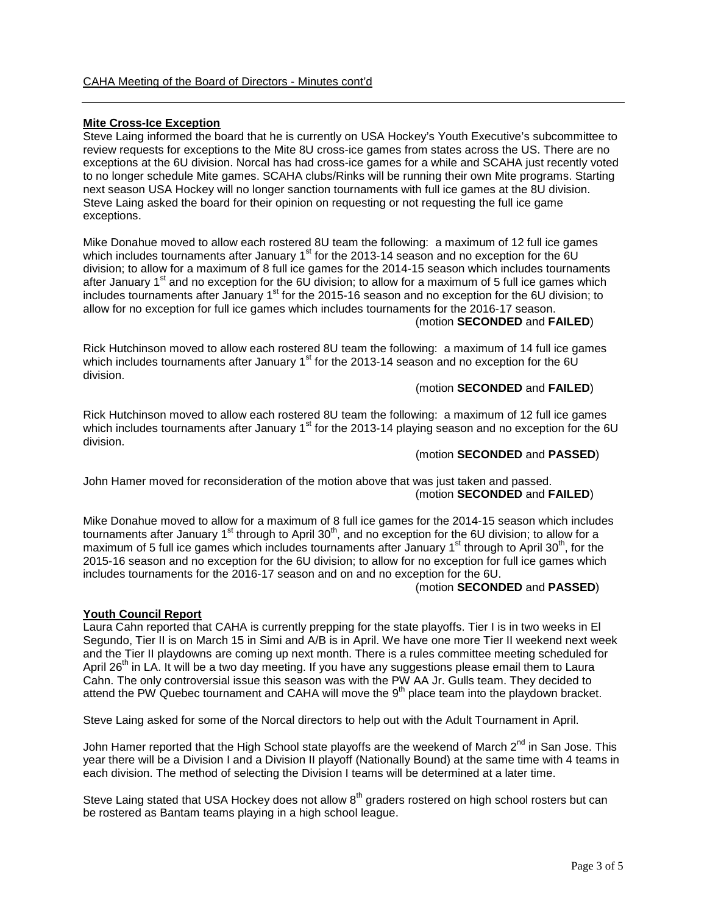## Mite Cross-Ice Exception

Steve Laing informed the board that he is currently on USA Hockey's Youth Executive's subcommittee to review requests for exceptions to the Mite 8U cross-ice games from states across the US. There are no exceptions at the 6U division. Norcal has had cross-ice games for a while and SCAHA just recently voted to no longer schedule Mite games. SCAHA clubs/Rinks will be running their own Mite programs. Starting next season USA Hockey will no longer sanction tournaments with full ice games at the 8U division. Steve Laing asked the board for their opinion on requesting or not requesting the full ice game exceptions.

Mike Donahue moved to allow each rostered 8U team the following: a maximum of 12 full ice games which includes tournaments after January 1st for the 2013-14 season and no exception for the 6U division; to allow for a maximum of 8 full ice games for the 2014-15 season which includes tournaments after January 1st and no exception for the 6U division; to allow for a maximum of 5 full ice games which includes tournaments after January 1st for the 2015-16 season and no exception for the 6U division; to allow for no exception for full ice games which includes tournaments for the 2016-17 season.

(motion **SECONDED** and **FAILED**)

Rick Hutchinson moved to allow each rostered 8U team the following: a maximum of 14 full ice games which includes tournaments after January 1st for the 2013-14 season and no exception for the 6U division.

(motion **SECONDED** and **FAILED**)

Rick Hutchinson moved to allow each rostered 8U team the following: a maximum of 12 full ice games which includes tournaments after January 1st for the 2013-14 playing season and no exception for the 6U division.

(motion **SECONDED** and **PASSED**)

John Hamer moved for reconsideration of the motion above that was just taken and passed.

(motion **SECONDED** and **FAILED**)

Mike Donahue moved to allow for a maximum of 8 full ice games for the 2014-15 season which includes tournaments after January 1st through to April 30th, and no exception for the 6U division; to allow for a maximum of 5 full ice games which includes tournaments after January 1st through to April 30th, for the 2015-16 season and no exception for the 6U division; to allow for no exception for full ice games which includes tournaments for the 2016-17 season and on and no exception for the 6U.

(motion **SECONDED** and **PASSED**)

## Youth Council Report

Laura Cahn reported that CAHA is currently prepping for the state playoffs. Tier I is in two weeks in El Segundo, Tier II is on March 15 in Simi and A/B is in April. We have one more Tier II weekend next week and the Tier II playdowns are coming up next month. There is a rules committee meeting scheduled for April 26th in LA. It will be a two day meeting. If you have any suggestions please email them to Laura Cahn. The only controversial issue this season was with the PW AA Jr. Gulls team. They decided to attend the PW Quebec tournament and CAHA will move the 9th place team into the playdown bracket.

Steve Laing asked for some of the Norcal directors to help out with the Adult Tournament in April.

John Hamer reported that the High School state playoffs are the weekend of March 2nd in San Jose. This year there will be a Division I and a Division II playoff (Nationally Bound) at the same time with 4 teams in each division. The method of selecting the Division I teams will be determined at a later time.

Steve Laing stated that USA Hockey does not allow 8th graders rostered on high school rosters but can be rostered as Bantam teams playing in a high school league.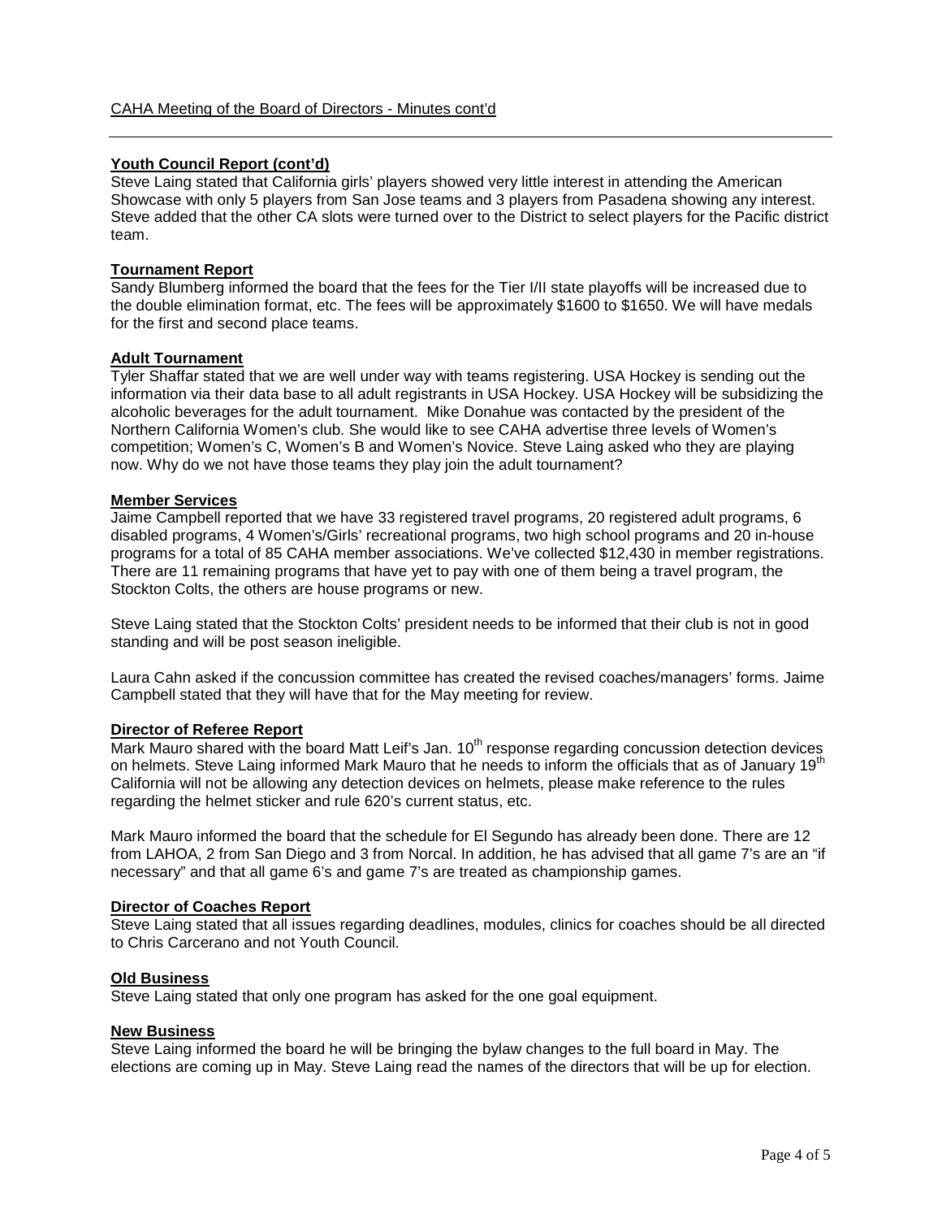## Youth Council Report (cont'd)

Steve Laing stated that California girls' players showed very little interest in attending the American Showcase with only 5 players from San Jose teams and 3 players from Pasadena showing any interest. Steve added that the other CA slots were turned over to the District to select players for the Pacific district team.

## Tournament Report

Sandy Blumberg informed the board that the fees for the Tier I/II state playoffs will be increased due to the double elimination format, etc. The fees will be approximately $1600 to $1650. We will have medals for the first and second place teams.

## Adult Tournament

Tyler Shaffar stated that we are well under way with teams registering. USA Hockey is sending out the information via their data base to all adult registrants in USA Hockey. USA Hockey will be subsidizing the alcoholic beverages for the adult tournament. Mike Donahue was contacted by the president of the Northern California Women's club. She would like to see CAHA advertise three levels of Women's competition; Women's C, Women's B and Women's Novice. Steve Laing asked who they are playing now. Why do we not have those teams they play join the adult tournament?

## Member Services

Jaime Campbell reported that we have 33 registered travel programs, 20 registered adult programs, 6 disabled programs, 4 Women's/Girls' recreational programs, two high school programs and 20 in-house programs for a total of 85 CAHA member associations. We've collected $12,430 in member registrations. There are 11 remaining programs that have yet to pay with one of them being a travel program, the Stockton Colts, the others are house programs or new.

Steve Laing stated that the Stockton Colts' president needs to be informed that their club is not in good standing and will be post season ineligible.

Laura Cahn asked if the concussion committee has created the revised coaches/managers' forms. Jaime Campbell stated that they will have that for the May meeting for review.

## Director of Referee Report

Mark Mauro shared with the board Matt Leif's Jan. 10th response regarding concussion detection devices on helmets. Steve Laing informed Mark Mauro that he needs to inform the officials that as of January 19th California will not be allowing any detection devices on helmets, please make reference to the rules regarding the helmet sticker and rule 620's current status, etc.

Mark Mauro informed the board that the schedule for El Segundo has already been done. There are 12 from LAHOA, 2 from San Diego and 3 from Norcal. In addition, he has advised that all game 7's are an "if necessary" and that all game 6's and game 7's are treated as championship games.

## Director of Coaches Report

Steve Laing stated that all issues regarding deadlines, modules, clinics for coaches should be all directed to Chris Carcerano and not Youth Council.

## Old Business

Steve Laing stated that only one program has asked for the one goal equipment.

## New Business

Steve Laing informed the board he will be bringing the bylaw changes to the full board in May. The elections are coming up in May. Steve Laing read the names of the directors that will be up for election.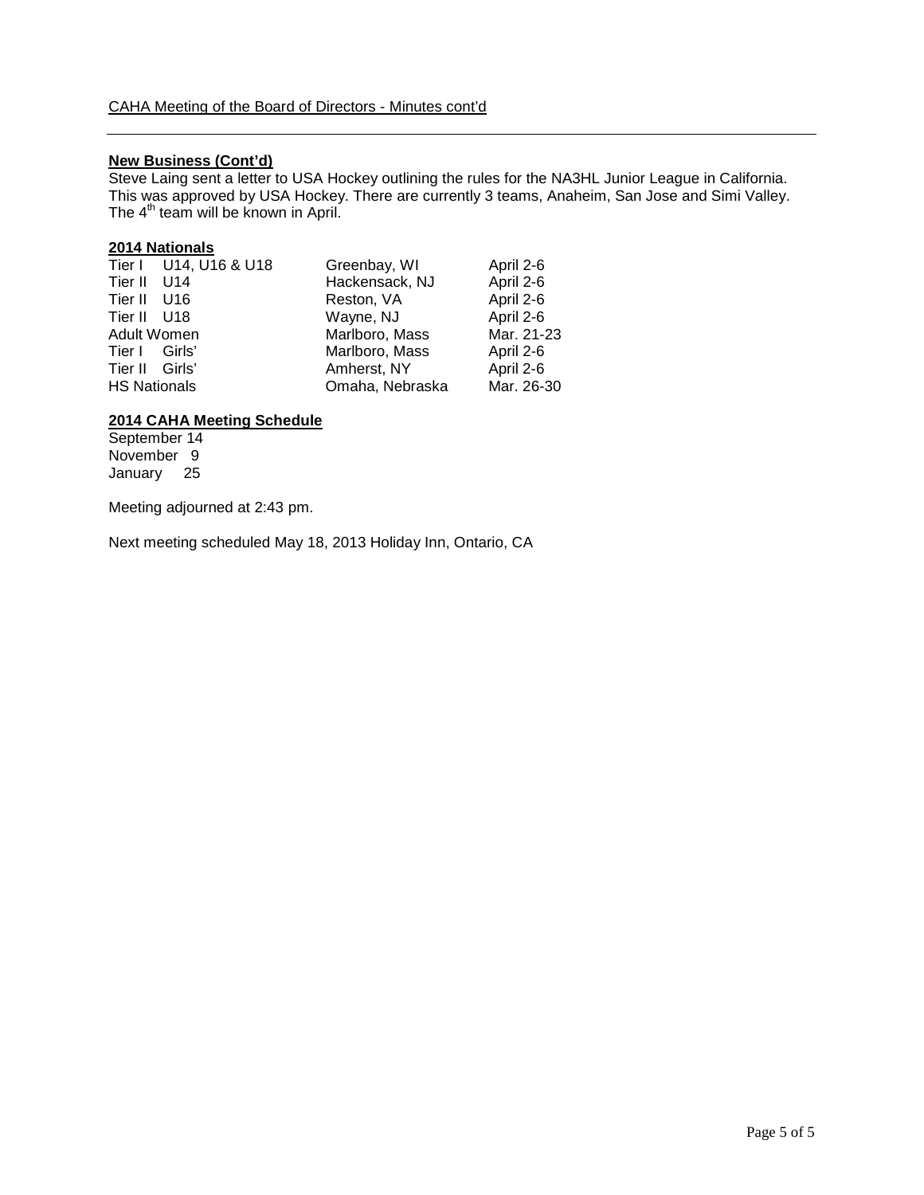CAHA Meeting of the Board of Directors - Minutes cont'd

**New Business (Cont'd)**

Steve Laing sent a letter to USA Hockey outlining the rules for the NA3HL Junior League in California. This was approved by USA Hockey. There are currently 3 teams, Anaheim, San Jose and Simi Valley. The 4th team will be known in April.

**2014 Nationals**

| | | |
|---|---|---|
| Tier I U14, U16 & U18 | Greenbay, WI | April 2-6 |
| Tier II U14 | Hackensack, NJ | April 2-6 |
| Tier II U16 | Reston, VA | April 2-6 |
| Tier II U18 | Wayne, NJ | April 2-6 |
| Adult Women | Marlboro, Mass | Mar. 21-23 |
| Tier I Girls' | Marlboro, Mass | April 2-6 |
| Tier II Girls' | Amherst, NY | April 2-6 |
| HS Nationals | Omaha, Nebraska | Mar. 26-30 |

**2014 CAHA Meeting Schedule**

September 14
November 9
January 25

Meeting adjourned at 2:43 pm.

Next meeting scheduled May 18, 2013 Holiday Inn, Ontario, CA